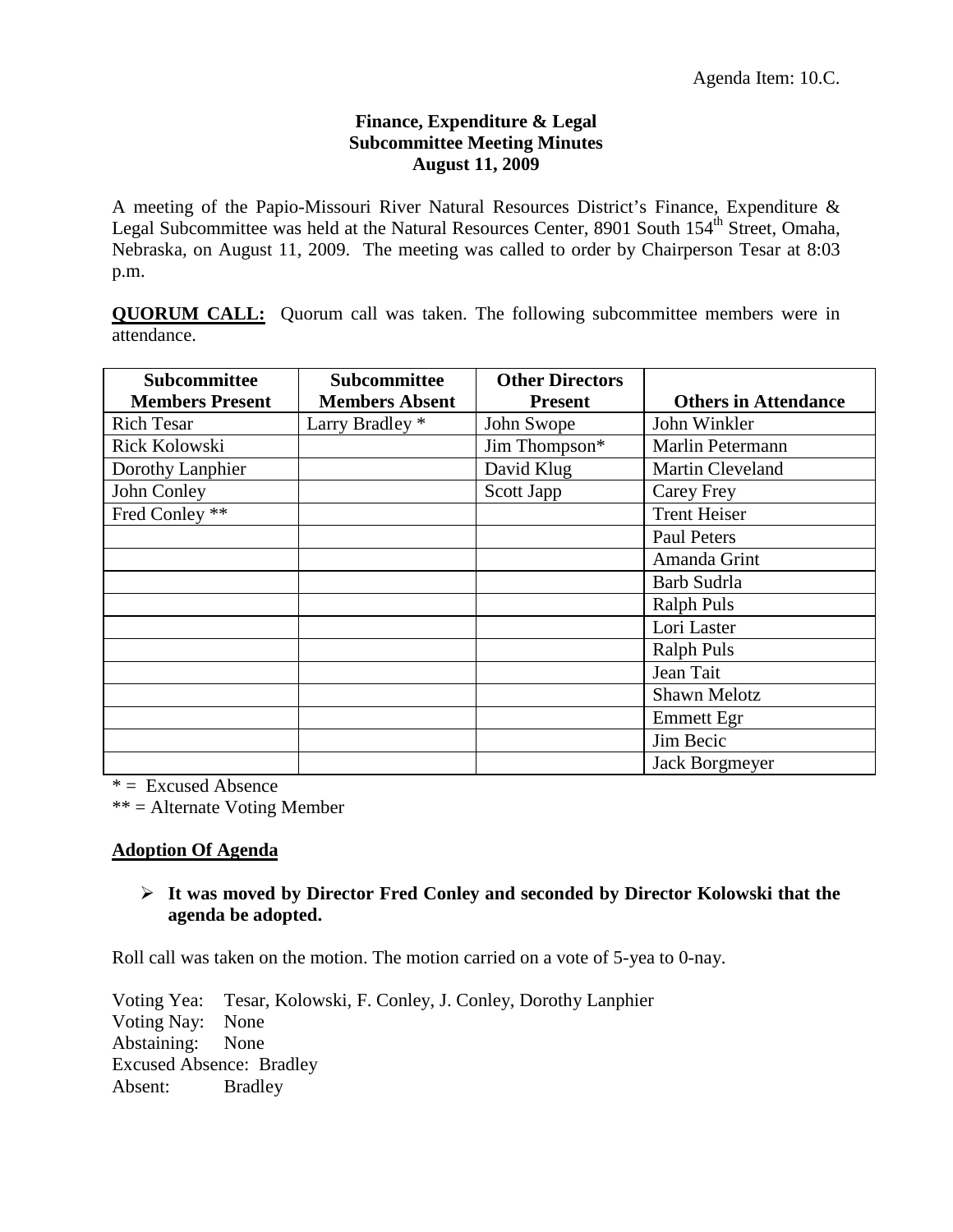Agenda Item: 10.C.

**Finance, Expenditure & Legal**
**Subcommittee Meeting Minutes**
**August 11, 2009**

A meeting of the Papio-Missouri River Natural Resources District's Finance, Expenditure & Legal Subcommittee was held at the Natural Resources Center, 8901 South 154th Street, Omaha, Nebraska, on August 11, 2009. The meeting was called to order by Chairperson Tesar at 8:03 p.m.

**QUORUM CALL:** Quorum call was taken. The following subcommittee members were in attendance.

| Subcommittee Members Present | Subcommittee Members Absent | Other Directors Present | Others in Attendance |
|---|---|---|---|
| Rich Tesar | Larry Bradley * | John Swope | John Winkler |
| Rick Kolowski | | Jim Thompson* | Marlin Petermann |
| Dorothy Lanphier | | David Klug | Martin Cleveland |
| John Conley | | Scott Japp | Carey Frey |
| Fred Conley ** | | | Trent Heiser |
| | | | Paul Peters |
| | | | Amanda Grint |
| | | | Barb Sudrla |
| | | | Ralph Puls |
| | | | Lori Laster |
| | | | Ralph Puls |
| | | | Jean Tait |
| | | | Shawn Melotz |
| | | | Emmett Egr |
| | | | Jim Becic |
| | | | Jack Borgmeyer |

* = Excused Absence
** = Alternate Voting Member

## Adoption Of Agenda

- **It was moved by Director Fred Conley and seconded by Director Kolowski that the agenda be adopted.**

Roll call was taken on the motion. The motion carried on a vote of 5-yea to 0-nay.

Voting Yea: Tesar, Kolowski, F. Conley, J. Conley, Dorothy Lanphier
Voting Nay: None
Abstaining: None
Excused Absence: Bradley
Absent: Bradley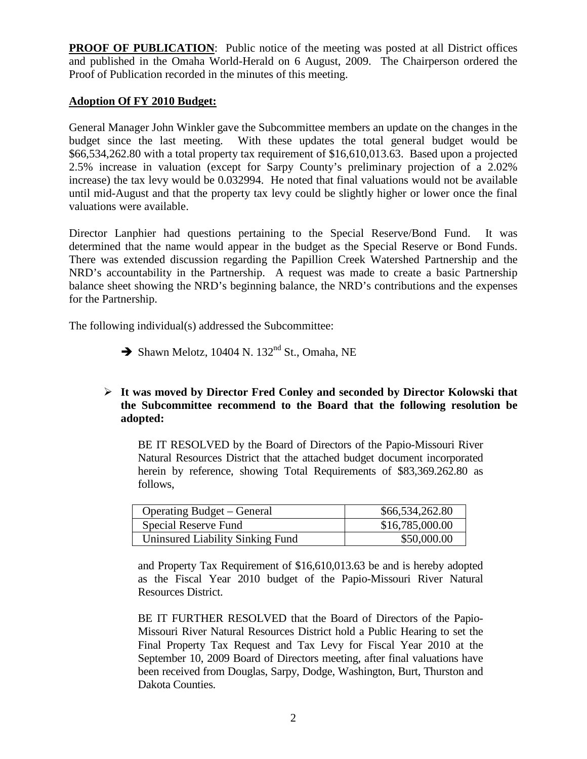**PROOF OF PUBLICATION**: Public notice of the meeting was posted at all District offices and published in the Omaha World-Herald on 6 August, 2009. The Chairperson ordered the Proof of Publication recorded in the minutes of this meeting.

**Adoption Of FY 2010 Budget:**

General Manager John Winkler gave the Subcommittee members an update on the changes in the budget since the last meeting. With these updates the total general budget would be $66,534,262.80 with a total property tax requirement of $16,610,013.63. Based upon a projected 2.5% increase in valuation (except for Sarpy County's preliminary projection of a 2.02% increase) the tax levy would be 0.032994. He noted that final valuations would not be available until mid-August and that the property tax levy could be slightly higher or lower once the final valuations were available.

Director Lanphier had questions pertaining to the Special Reserve/Bond Fund. It was determined that the name would appear in the budget as the Special Reserve or Bond Funds. There was extended discussion regarding the Papillion Creek Watershed Partnership and the NRD's accountability in the Partnership. A request was made to create a basic Partnership balance sheet showing the NRD's beginning balance, the NRD's contributions and the expenses for the Partnership.

The following individual(s) addressed the Subcommittee:

- ➔ Shawn Melotz, 10404 N. 132nd St., Omaha, NE

- **It was moved by Director Fred Conley and seconded by Director Kolowski that the Subcommittee recommend to the Board that the following resolution be adopted:**

  BE IT RESOLVED by the Board of Directors of the Papio-Missouri River Natural Resources District that the attached budget document incorporated herein by reference, showing Total Requirements of $83,369.262.80 as follows,

  | | |
  |---|---|
  | Operating Budget – General | $66,534,262.80 |
  | Special Reserve Fund | $16,785,000.00 |
  | Uninsured Liability Sinking Fund | $50,000.00 |

  and Property Tax Requirement of $16,610,013.63 be and is hereby adopted as the Fiscal Year 2010 budget of the Papio-Missouri River Natural Resources District.

  BE IT FURTHER RESOLVED that the Board of Directors of the Papio-Missouri River Natural Resources District hold a Public Hearing to set the Final Property Tax Request and Tax Levy for Fiscal Year 2010 at the September 10, 2009 Board of Directors meeting, after final valuations have been received from Douglas, Sarpy, Dodge, Washington, Burt, Thurston and Dakota Counties.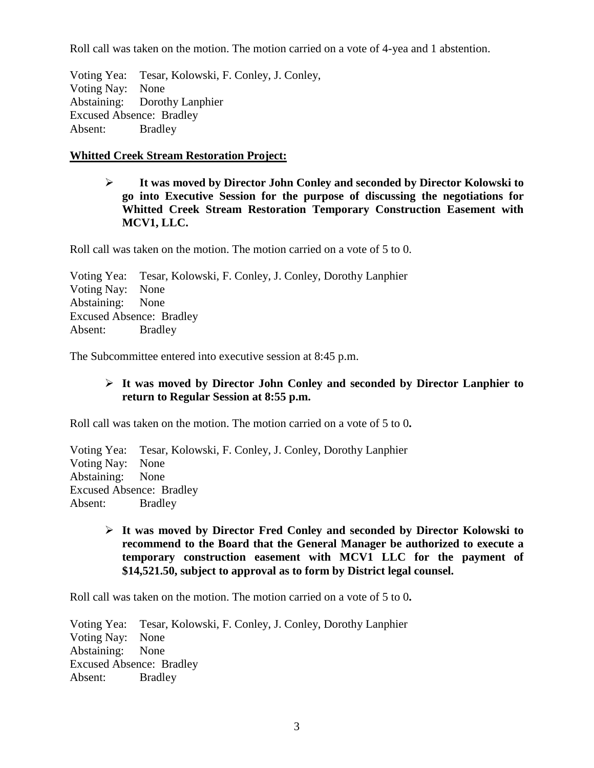Roll call was taken on the motion. The motion carried on a vote of 4-yea and 1 abstention.

Voting Yea: Tesar, Kolowski, F. Conley, J. Conley,
Voting Nay: None
Abstaining: Dorothy Lanphier
Excused Absence: Bradley
Absent: Bradley

**Whitted Creek Stream Restoration Project:**

- **It was moved by Director John Conley and seconded by Director Kolowski to go into Executive Session for the purpose of discussing the negotiations for Whitted Creek Stream Restoration Temporary Construction Easement with MCV1, LLC.**

Roll call was taken on the motion. The motion carried on a vote of 5 to 0.

Voting Yea: Tesar, Kolowski, F. Conley, J. Conley, Dorothy Lanphier
Voting Nay: None
Abstaining: None
Excused Absence: Bradley
Absent: Bradley

The Subcommittee entered into executive session at 8:45 p.m.

- **It was moved by Director John Conley and seconded by Director Lanphier to return to Regular Session at 8:55 p.m.**

Roll call was taken on the motion. The motion carried on a vote of 5 to 0**.**

Voting Yea: Tesar, Kolowski, F. Conley, J. Conley, Dorothy Lanphier
Voting Nay: None
Abstaining: None
Excused Absence: Bradley
Absent: Bradley

- **It was moved by Director Fred Conley and seconded by Director Kolowski to recommend to the Board that the General Manager be authorized to execute a temporary construction easement with MCV1 LLC for the payment of $14,521.50, subject to approval as to form by District legal counsel.**

Roll call was taken on the motion. The motion carried on a vote of 5 to 0**.**

Voting Yea: Tesar, Kolowski, F. Conley, J. Conley, Dorothy Lanphier
Voting Nay: None
Abstaining: None
Excused Absence: Bradley
Absent: Bradley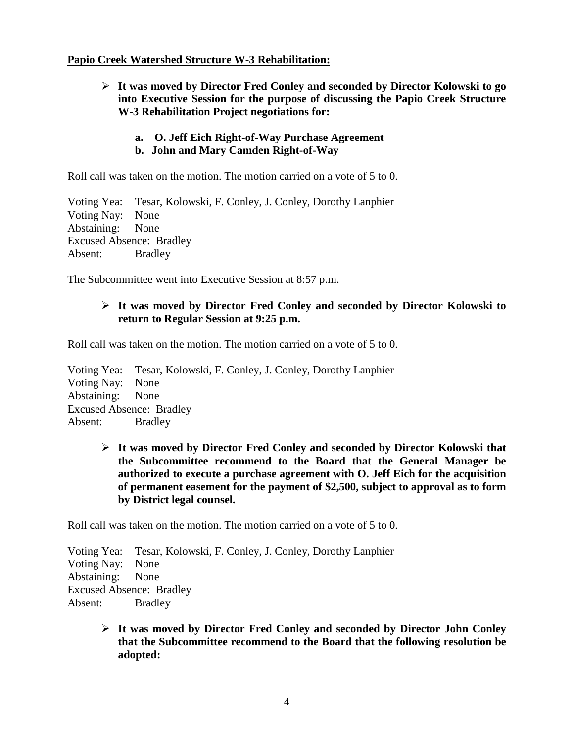**Papio Creek Watershed Structure W-3 Rehabilitation:**

- **It was moved by Director Fred Conley and seconded by Director Kolowski to go into Executive Session for the purpose of discussing the Papio Creek Structure W-3 Rehabilitation Project negotiations for:**

  - **a. O. Jeff Eich Right-of-Way Purchase Agreement**
  - **b. John and Mary Camden Right-of-Way**

Roll call was taken on the motion. The motion carried on a vote of 5 to 0.

Voting Yea: Tesar, Kolowski, F. Conley, J. Conley, Dorothy Lanphier
Voting Nay: None
Abstaining: None
Excused Absence: Bradley
Absent: Bradley

The Subcommittee went into Executive Session at 8:57 p.m.

- **It was moved by Director Fred Conley and seconded by Director Kolowski to return to Regular Session at 9:25 p.m.**

Roll call was taken on the motion. The motion carried on a vote of 5 to 0.

Voting Yea: Tesar, Kolowski, F. Conley, J. Conley, Dorothy Lanphier
Voting Nay: None
Abstaining: None
Excused Absence: Bradley
Absent: Bradley

- **It was moved by Director Fred Conley and seconded by Director Kolowski that the Subcommittee recommend to the Board that the General Manager be authorized to execute a purchase agreement with O. Jeff Eich for the acquisition of permanent easement for the payment of $2,500, subject to approval as to form by District legal counsel.**

Roll call was taken on the motion. The motion carried on a vote of 5 to 0.

Voting Yea: Tesar, Kolowski, F. Conley, J. Conley, Dorothy Lanphier
Voting Nay: None
Abstaining: None
Excused Absence: Bradley
Absent: Bradley

- **It was moved by Director Fred Conley and seconded by Director John Conley that the Subcommittee recommend to the Board that the following resolution be adopted:**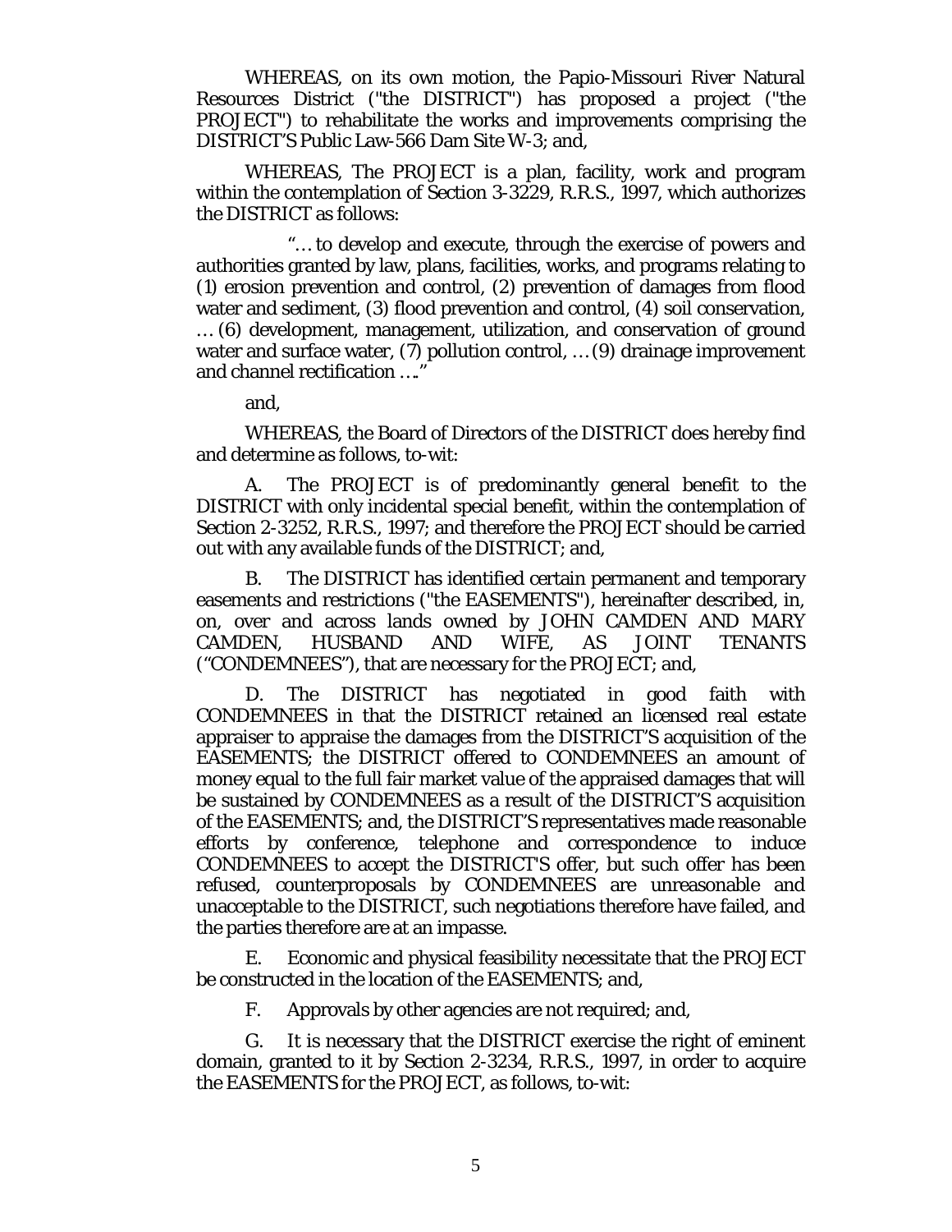WHEREAS, on its own motion, the Papio-Missouri River Natural Resources District ("the DISTRICT") has proposed a project ("the PROJECT") to rehabilitate the works and improvements comprising the DISTRICT'S Public Law-566 Dam Site W-3; and,

WHEREAS, The PROJECT is a plan, facility, work and program within the contemplation of Section 3-3229, R.R.S., 1997, which authorizes the DISTRICT as follows:

"… to develop and execute, through the exercise of powers and authorities granted by law, plans, facilities, works, and programs relating to (1) erosion prevention and control, (2) prevention of damages from flood water and sediment, (3) flood prevention and control, (4) soil conservation, … (6) development, management, utilization, and conservation of ground water and surface water, (7) pollution control, … (9) drainage improvement and channel rectification …."

and,

WHEREAS, the Board of Directors of the DISTRICT does hereby find and determine as follows, to-wit:

A. The PROJECT is of predominantly general benefit to the DISTRICT with only incidental special benefit, within the contemplation of Section 2-3252, R.R.S., 1997; and therefore the PROJECT should be carried out with any available funds of the DISTRICT; and,

B. The DISTRICT has identified certain permanent and temporary easements and restrictions ("the EASEMENTS"), hereinafter described, in, on, over and across lands owned by JOHN CAMDEN AND MARY CAMDEN, HUSBAND AND WIFE, AS JOINT TENANTS ("CONDEMNEES"), that are necessary for the PROJECT; and,

D. The DISTRICT has negotiated in good faith with CONDEMNEES in that the DISTRICT retained an licensed real estate appraiser to appraise the damages from the DISTRICT'S acquisition of the EASEMENTS; the DISTRICT offered to CONDEMNEES an amount of money equal to the full fair market value of the appraised damages that will be sustained by CONDEMNEES as a result of the DISTRICT'S acquisition of the EASEMENTS; and, the DISTRICT'S representatives made reasonable efforts by conference, telephone and correspondence to induce CONDEMNEES to accept the DISTRICT'S offer, but such offer has been refused, counterproposals by CONDEMNEES are unreasonable and unacceptable to the DISTRICT, such negotiations therefore have failed, and the parties therefore are at an impasse.

E. Economic and physical feasibility necessitate that the PROJECT be constructed in the location of the EASEMENTS; and,

F. Approvals by other agencies are not required; and,

G. It is necessary that the DISTRICT exercise the right of eminent domain, granted to it by Section 2-3234, R.R.S., 1997, in order to acquire the EASEMENTS for the PROJECT, as follows, to-wit: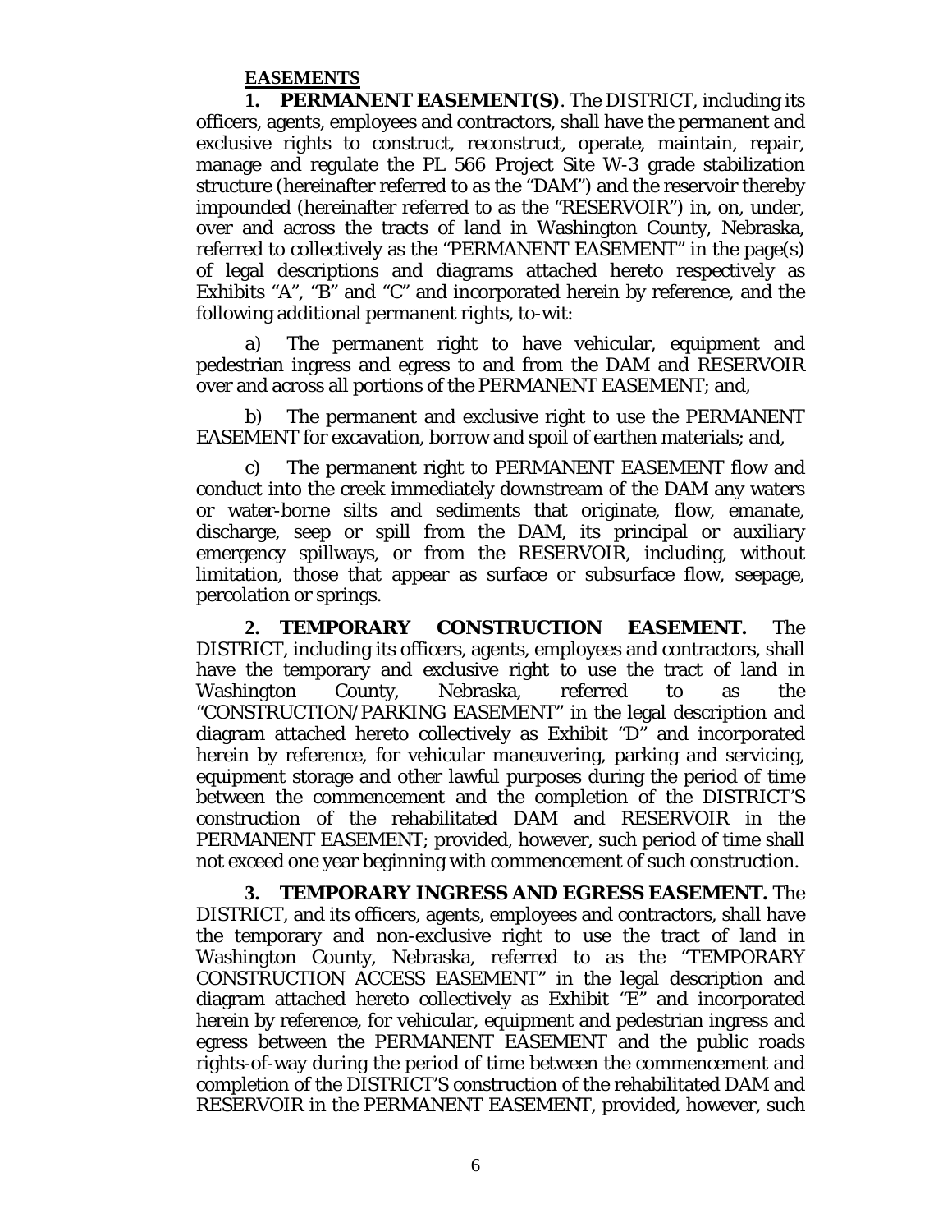**EASEMENTS**

**1. PERMANENT EASEMENT(S)**. The DISTRICT, including its officers, agents, employees and contractors, shall have the permanent and exclusive rights to construct, reconstruct, operate, maintain, repair, manage and regulate the PL 566 Project Site W-3 grade stabilization structure (hereinafter referred to as the "DAM") and the reservoir thereby impounded (hereinafter referred to as the "RESERVOIR") in, on, under, over and across the tracts of land in Washington County, Nebraska, referred to collectively as the "PERMANENT EASEMENT" in the page(s) of legal descriptions and diagrams attached hereto respectively as Exhibits "A", "B" and "C" and incorporated herein by reference, and the following additional permanent rights, to-wit:

a) The permanent right to have vehicular, equipment and pedestrian ingress and egress to and from the DAM and RESERVOIR over and across all portions of the PERMANENT EASEMENT; and,

b) The permanent and exclusive right to use the PERMANENT EASEMENT for excavation, borrow and spoil of earthen materials; and,

c) The permanent right to PERMANENT EASEMENT flow and conduct into the creek immediately downstream of the DAM any waters or water-borne silts and sediments that originate, flow, emanate, discharge, seep or spill from the DAM, its principal or auxiliary emergency spillways, or from the RESERVOIR, including, without limitation, those that appear as surface or subsurface flow, seepage, percolation or springs.

**2. TEMPORARY CONSTRUCTION EASEMENT.** The DISTRICT, including its officers, agents, employees and contractors, shall have the temporary and exclusive right to use the tract of land in Washington County, Nebraska, referred to as the "CONSTRUCTION/PARKING EASEMENT" in the legal description and diagram attached hereto collectively as Exhibit "D" and incorporated herein by reference, for vehicular maneuvering, parking and servicing, equipment storage and other lawful purposes during the period of time between the commencement and the completion of the DISTRICT'S construction of the rehabilitated DAM and RESERVOIR in the PERMANENT EASEMENT; provided, however, such period of time shall not exceed one year beginning with commencement of such construction.

**3. TEMPORARY INGRESS AND EGRESS EASEMENT.** The DISTRICT, and its officers, agents, employees and contractors, shall have the temporary and non-exclusive right to use the tract of land in Washington County, Nebraska, referred to as the "TEMPORARY CONSTRUCTION ACCESS EASEMENT" in the legal description and diagram attached hereto collectively as Exhibit "E" and incorporated herein by reference, for vehicular, equipment and pedestrian ingress and egress between the PERMANENT EASEMENT and the public roads rights-of-way during the period of time between the commencement and completion of the DISTRICT'S construction of the rehabilitated DAM and RESERVOIR in the PERMANENT EASEMENT, provided, however, such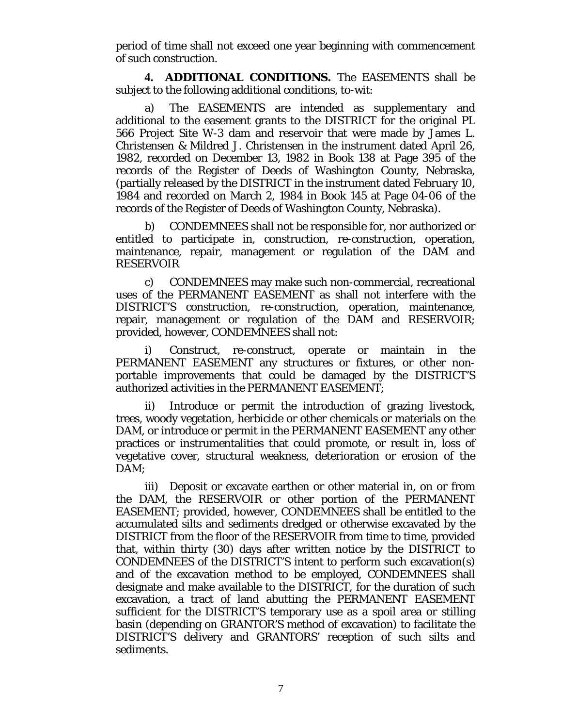period of time shall not exceed one year beginning with commencement of such construction.

**4. ADDITIONAL CONDITIONS.** The EASEMENTS shall be subject to the following additional conditions, to-wit:

a) The EASEMENTS are intended as supplementary and additional to the easement grants to the DISTRICT for the original PL 566 Project Site W-3 dam and reservoir that were made by James L. Christensen & Mildred J. Christensen in the instrument dated April 26, 1982, recorded on December 13, 1982 in Book 138 at Page 395 of the records of the Register of Deeds of Washington County, Nebraska, (partially released by the DISTRICT in the instrument dated February 10, 1984 and recorded on March 2, 1984 in Book 145 at Page 04-06 of the records of the Register of Deeds of Washington County, Nebraska).

b) CONDEMNEES shall not be responsible for, nor authorized or entitled to participate in, construction, re-construction, operation, maintenance, repair, management or regulation of the DAM and RESERVOIR

c) CONDEMNEES may make such non-commercial, recreational uses of the PERMANENT EASEMENT as shall not interfere with the DISTRICT'S construction, re-construction, operation, maintenance, repair, management or regulation of the DAM and RESERVOIR; provided, however, CONDEMNEES shall not:

i) Construct, re-construct, operate or maintain in the PERMANENT EASEMENT any structures or fixtures, or other non-portable improvements that could be damaged by the DISTRICT'S authorized activities in the PERMANENT EASEMENT;

ii) Introduce or permit the introduction of grazing livestock, trees, woody vegetation, herbicide or other chemicals or materials on the DAM, or introduce or permit in the PERMANENT EASEMENT any other practices or instrumentalities that could promote, or result in, loss of vegetative cover, structural weakness, deterioration or erosion of the DAM;

iii) Deposit or excavate earthen or other material in, on or from the DAM, the RESERVOIR or other portion of the PERMANENT EASEMENT; provided, however, CONDEMNEES shall be entitled to the accumulated silts and sediments dredged or otherwise excavated by the DISTRICT from the floor of the RESERVOIR from time to time, provided that, within thirty (30) days after written notice by the DISTRICT to CONDEMNEES of the DISTRICT'S intent to perform such excavation(s) and of the excavation method to be employed, CONDEMNEES shall designate and make available to the DISTRICT, for the duration of such excavation, a tract of land abutting the PERMANENT EASEMENT sufficient for the DISTRICT'S temporary use as a spoil area or stilling basin (depending on GRANTOR'S method of excavation) to facilitate the DISTRICT'S delivery and GRANTORS' reception of such silts and sediments.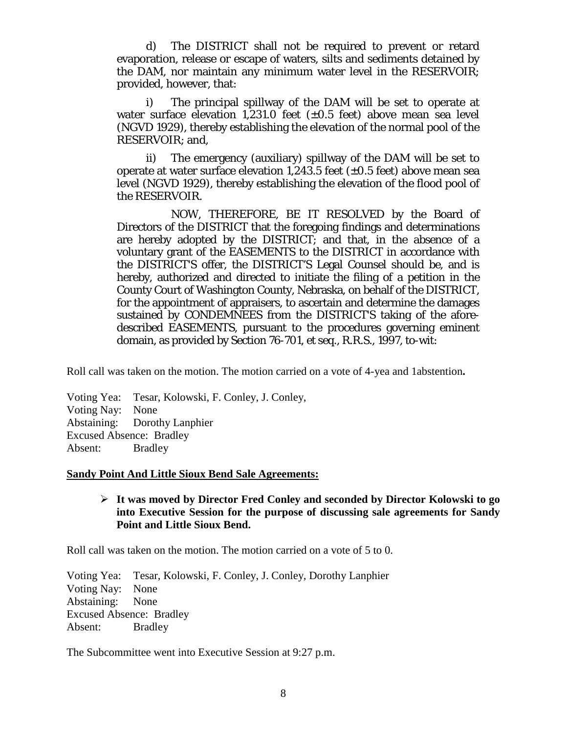d) The DISTRICT shall not be required to prevent or retard evaporation, release or escape of waters, silts and sediments detained by the DAM, nor maintain any minimum water level in the RESERVOIR; provided, however, that:

i) The principal spillway of the DAM will be set to operate at water surface elevation 1,231.0 feet (±0.5 feet) above mean sea level (NGVD 1929), thereby establishing the elevation of the normal pool of the RESERVOIR; and,

ii) The emergency (auxiliary) spillway of the DAM will be set to operate at water surface elevation 1,243.5 feet (±0.5 feet) above mean sea level (NGVD 1929), thereby establishing the elevation of the flood pool of the RESERVOIR.

NOW, THEREFORE, BE IT RESOLVED by the Board of Directors of the DISTRICT that the foregoing findings and determinations are hereby adopted by the DISTRICT; and that, in the absence of a voluntary grant of the EASEMENTS to the DISTRICT in accordance with the DISTRICT'S offer, the DISTRICT'S Legal Counsel should be, and is hereby, authorized and directed to initiate the filing of a petition in the County Court of Washington County, Nebraska, on behalf of the DISTRICT, for the appointment of appraisers, to ascertain and determine the damages sustained by CONDEMNEES from the DISTRICT'S taking of the afore-described EASEMENTS, pursuant to the procedures governing eminent domain, as provided by Section 76-701, et seq., R.R.S., 1997, to-wit:

Roll call was taken on the motion. The motion carried on a vote of 4-yea and 1abstention**.**

Voting Yea: Tesar, Kolowski, F. Conley, J. Conley,
Voting Nay: None
Abstaining: Dorothy Lanphier
Excused Absence: Bradley
Absent: Bradley

**Sandy Point And Little Sioux Bend Sale Agreements:**

- **It was moved by Director Fred Conley and seconded by Director Kolowski to go into Executive Session for the purpose of discussing sale agreements for Sandy Point and Little Sioux Bend.**

Roll call was taken on the motion. The motion carried on a vote of 5 to 0.

Voting Yea: Tesar, Kolowski, F. Conley, J. Conley, Dorothy Lanphier
Voting Nay: None
Abstaining: None
Excused Absence: Bradley
Absent: Bradley

The Subcommittee went into Executive Session at 9:27 p.m.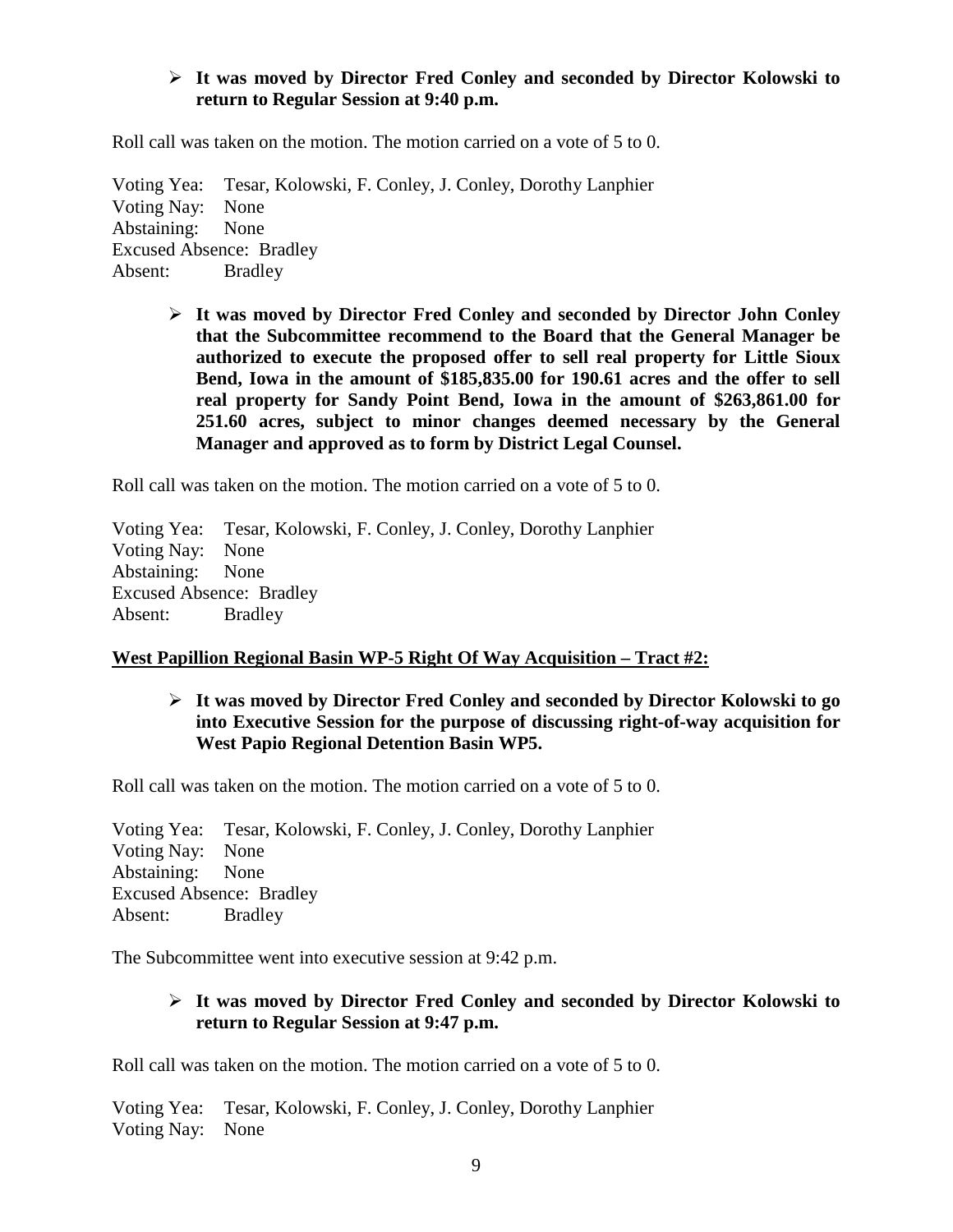- **It was moved by Director Fred Conley and seconded by Director Kolowski to return to Regular Session at 9:40 p.m.**

Roll call was taken on the motion. The motion carried on a vote of 5 to 0.

Voting Yea: Tesar, Kolowski, F. Conley, J. Conley, Dorothy Lanphier
Voting Nay: None
Abstaining: None
Excused Absence: Bradley
Absent: Bradley

- **It was moved by Director Fred Conley and seconded by Director John Conley that the Subcommittee recommend to the Board that the General Manager be authorized to execute the proposed offer to sell real property for Little Sioux Bend, Iowa in the amount of $185,835.00 for 190.61 acres and the offer to sell real property for Sandy Point Bend, Iowa in the amount of $263,861.00 for 251.60 acres, subject to minor changes deemed necessary by the General Manager and approved as to form by District Legal Counsel.**

Roll call was taken on the motion. The motion carried on a vote of 5 to 0.

Voting Yea: Tesar, Kolowski, F. Conley, J. Conley, Dorothy Lanphier
Voting Nay: None
Abstaining: None
Excused Absence: Bradley
Absent: Bradley

**West Papillion Regional Basin WP-5 Right Of Way Acquisition – Tract #2:**

- **It was moved by Director Fred Conley and seconded by Director Kolowski to go into Executive Session for the purpose of discussing right-of-way acquisition for West Papio Regional Detention Basin WP5.**

Roll call was taken on the motion. The motion carried on a vote of 5 to 0.

Voting Yea: Tesar, Kolowski, F. Conley, J. Conley, Dorothy Lanphier
Voting Nay: None
Abstaining: None
Excused Absence: Bradley
Absent: Bradley

The Subcommittee went into executive session at 9:42 p.m.

- **It was moved by Director Fred Conley and seconded by Director Kolowski to return to Regular Session at 9:47 p.m.**

Roll call was taken on the motion. The motion carried on a vote of 5 to 0.

Voting Yea: Tesar, Kolowski, F. Conley, J. Conley, Dorothy Lanphier
Voting Nay: None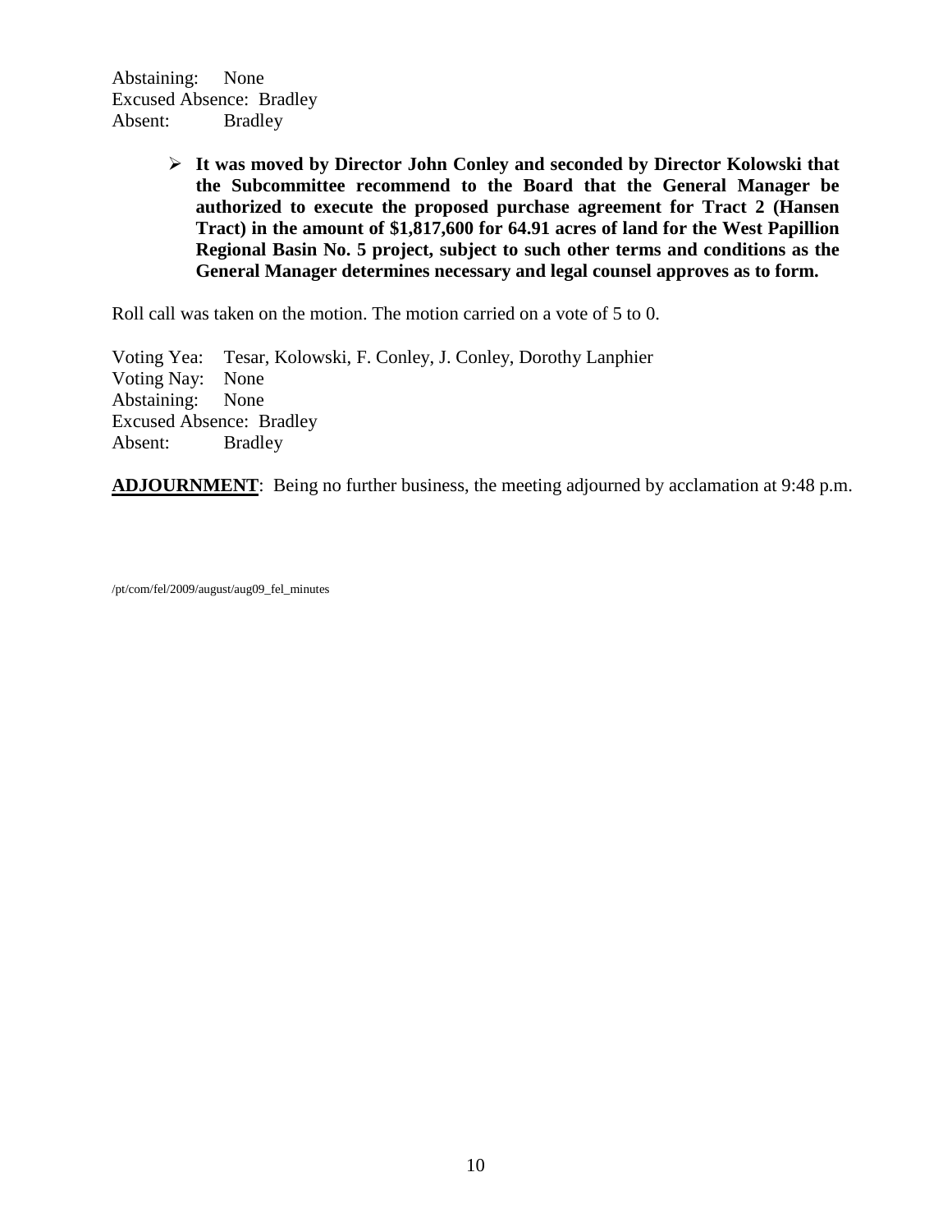Abstaining: None
Excused Absence: Bradley
Absent: Bradley

- **It was moved by Director John Conley and seconded by Director Kolowski that the Subcommittee recommend to the Board that the General Manager be authorized to execute the proposed purchase agreement for Tract 2 (Hansen Tract) in the amount of $1,817,600 for 64.91 acres of land for the West Papillion Regional Basin No. 5 project, subject to such other terms and conditions as the General Manager determines necessary and legal counsel approves as to form.**

Roll call was taken on the motion. The motion carried on a vote of 5 to 0.

Voting Yea: Tesar, Kolowski, F. Conley, J. Conley, Dorothy Lanphier
Voting Nay: None
Abstaining: None
Excused Absence: Bradley
Absent: Bradley

**ADJOURNMENT**: Being no further business, the meeting adjourned by acclamation at 9:48 p.m.

/pt/com/fel/2009/august/aug09_fel_minutes